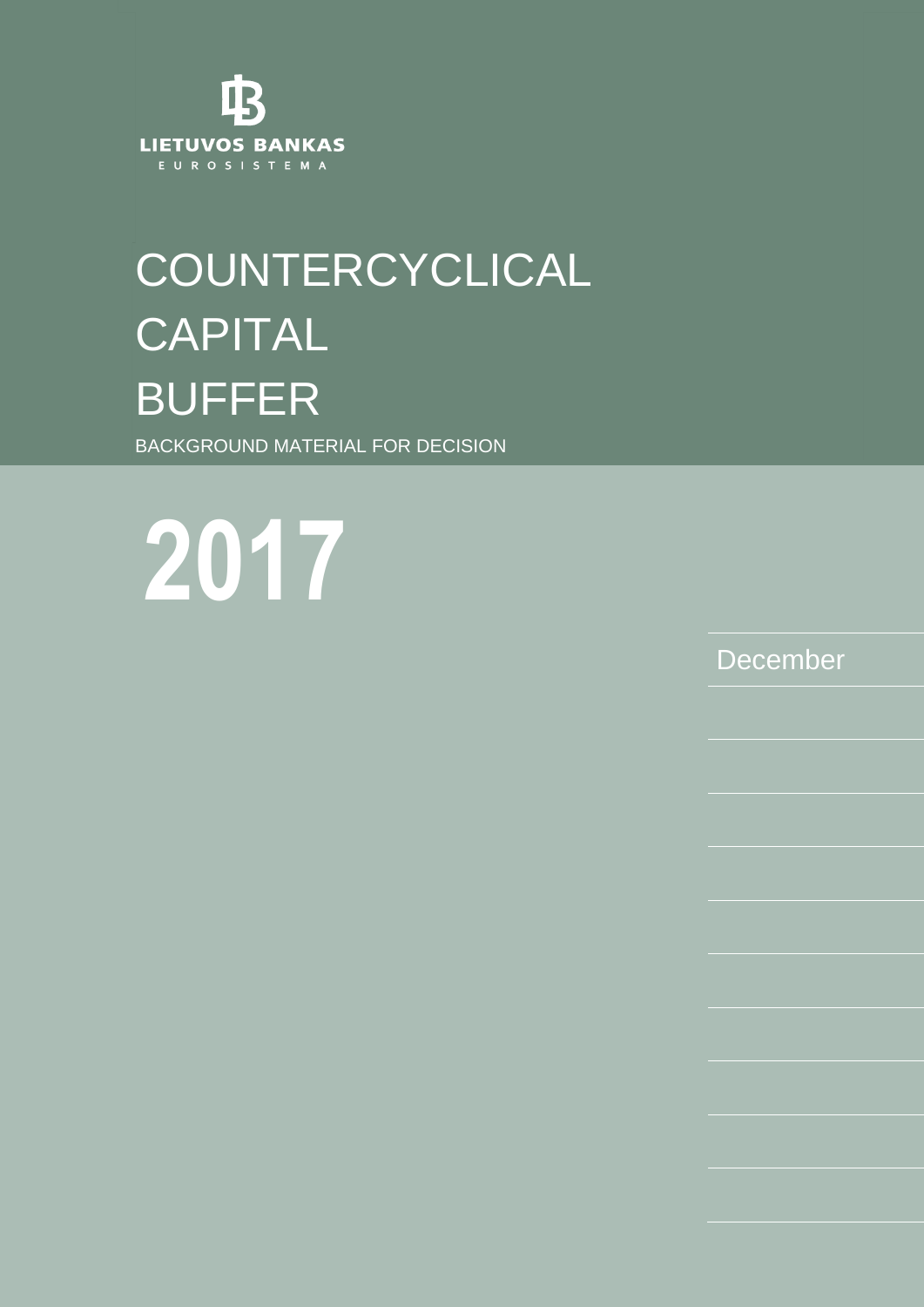LIETUVOS BANKAS

EUROSISTEMA

# COUNTERCYCLICAL CAPITAL BUFFER

BACKGROUND MATERIAL FOR DECISION

# 2017

December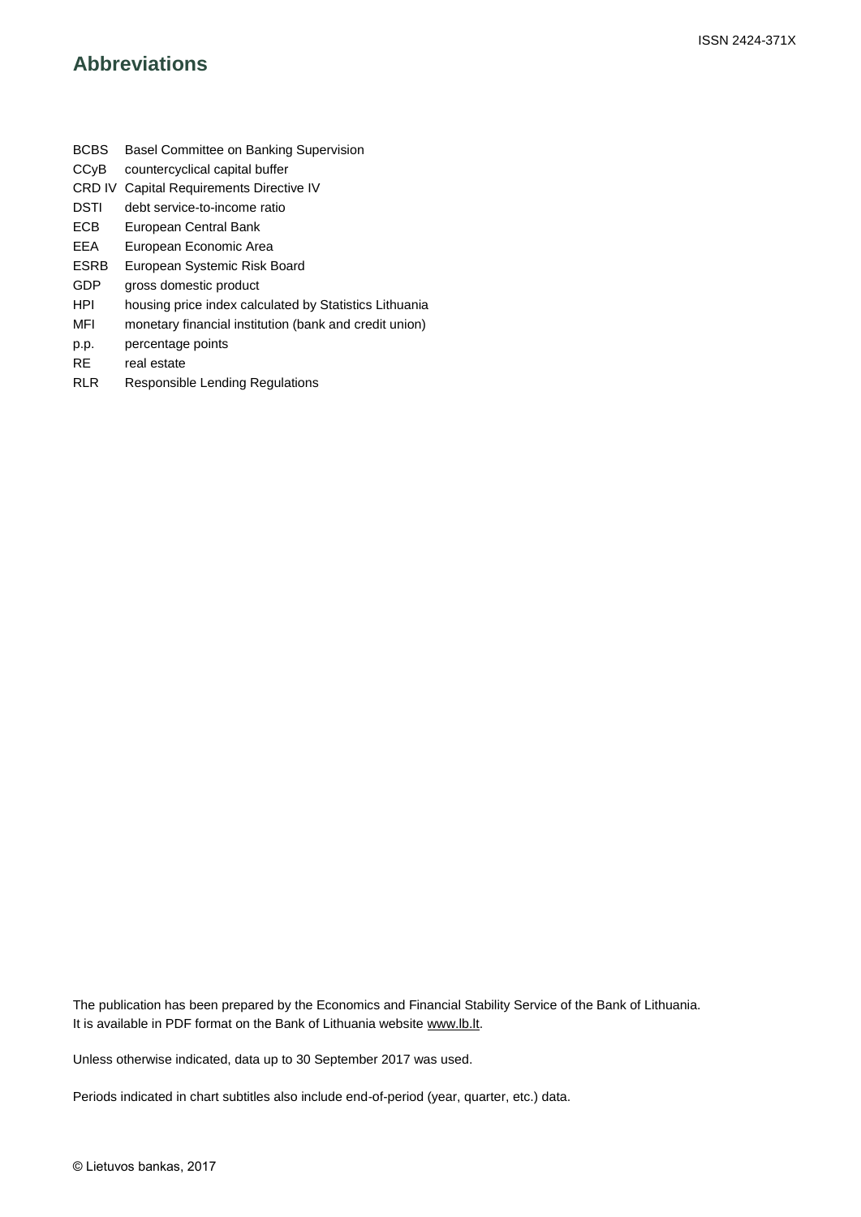ISSN 2424-371X

## Abbreviations

| | |
|---|---|
| BCBS | Basel Committee on Banking Supervision |
| CCyB | countercyclical capital buffer |
| CRD IV | Capital Requirements Directive IV |
| DSTI | debt service-to-income ratio |
| ECB | European Central Bank |
| EEA | European Economic Area |
| ESRB | European Systemic Risk Board |
| GDP | gross domestic product |
| HPI | housing price index calculated by Statistics Lithuania |
| MFI | monetary financial institution (bank and credit union) |
| p.p. | percentage points |
| RE | real estate |
| RLR | Responsible Lending Regulations |

The publication has been prepared by the Economics and Financial Stability Service of the Bank of Lithuania. It is available in PDF format on the Bank of Lithuania website www.lb.lt.

Unless otherwise indicated, data up to 30 September 2017 was used.

Periods indicated in chart subtitles also include end-of-period (year, quarter, etc.) data.

© Lietuvos bankas, 2017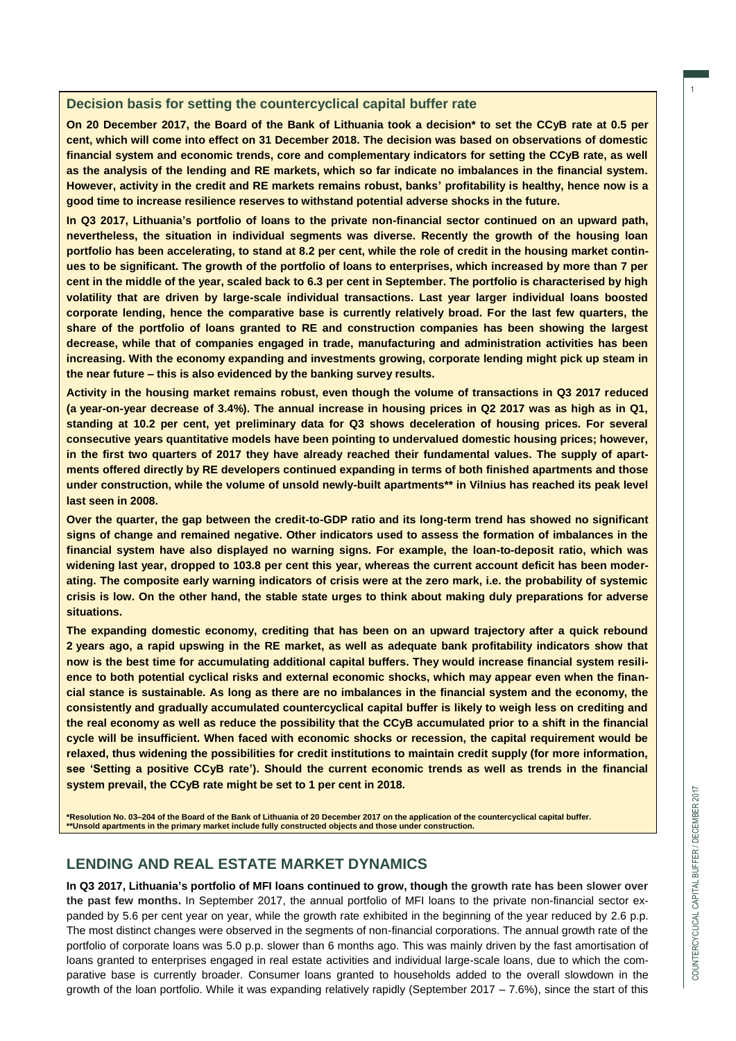### Decision basis for setting the countercyclical capital buffer rate

**On 20 December 2017, the Board of the Bank of Lithuania took a decision* to set the CCyB rate at 0.5 per cent, which will come into effect on 31 December 2018. The decision was based on observations of domestic financial system and economic trends, core and complementary indicators for setting the CCyB rate, as well as the analysis of the lending and RE markets, which so far indicate no imbalances in the financial system. However, activity in the credit and RE markets remains robust, banks' profitability is healthy, hence now is a good time to increase resilience reserves to withstand potential adverse shocks in the future.**

**In Q3 2017, Lithuania's portfolio of loans to the private non-financial sector continued on an upward path, nevertheless, the situation in individual segments was diverse. Recently the growth of the housing loan portfolio has been accelerating, to stand at 8.2 per cent, while the role of credit in the housing market continues to be significant. The growth of the portfolio of loans to enterprises, which increased by more than 7 per cent in the middle of the year, scaled back to 6.3 per cent in September. The portfolio is characterised by high volatility that are driven by large-scale individual transactions. Last year larger individual loans boosted corporate lending, hence the comparative base is currently relatively broad. For the last few quarters, the share of the portfolio of loans granted to RE and construction companies has been showing the largest decrease, while that of companies engaged in trade, manufacturing and administration activities has been increasing. With the economy expanding and investments growing, corporate lending might pick up steam in the near future – this is also evidenced by the banking survey results.**

**Activity in the housing market remains robust, even though the volume of transactions in Q3 2017 reduced (a year-on-year decrease of 3.4%). The annual increase in housing prices in Q2 2017 was as high as in Q1, standing at 10.2 per cent, yet preliminary data for Q3 shows deceleration of housing prices. For several consecutive years quantitative models have been pointing to undervalued domestic housing prices; however, in the first two quarters of 2017 they have already reached their fundamental values. The supply of apartments offered directly by RE developers continued expanding in terms of both finished apartments and those under construction, while the volume of unsold newly-built apartments** in Vilnius has reached its peak level last seen in 2008.**

**Over the quarter, the gap between the credit-to-GDP ratio and its long-term trend has showed no significant signs of change and remained negative. Other indicators used to assess the formation of imbalances in the financial system have also displayed no warning signs. For example, the loan-to-deposit ratio, which was widening last year, dropped to 103.8 per cent this year, whereas the current account deficit has been moderating. The composite early warning indicators of crisis were at the zero mark, i.e. the probability of systemic crisis is low. On the other hand, the stable state urges to think about making duly preparations for adverse situations.**

**The expanding domestic economy, crediting that has been on an upward trajectory after a quick rebound 2 years ago, a rapid upswing in the RE market, as well as adequate bank profitability indicators show that now is the best time for accumulating additional capital buffers. They would increase financial system resilience to both potential cyclical risks and external economic shocks, which may appear even when the financial stance is sustainable. As long as there are no imbalances in the financial system and the economy, the consistently and gradually accumulated countercyclical capital buffer is likely to weigh less on crediting and the real economy as well as reduce the possibility that the CCyB accumulated prior to a shift in the financial cycle will be insufficient. When faced with economic shocks or recession, the capital requirement would be relaxed, thus widening the possibilities for credit institutions to maintain credit supply (for more information, see 'Setting a positive CCyB rate'). Should the current economic trends as well as trends in the financial system prevail, the CCyB rate might be set to 1 per cent in 2018.**

***Resolution No. 03–204 of the Board of the Bank of Lithuania of 20 December 2017 on the application of the countercyclical capital buffer.**
****Unsold apartments in the primary market include fully constructed objects and those under construction.**

## LENDING AND REAL ESTATE MARKET DYNAMICS

**In Q3 2017, Lithuania's portfolio of MFI loans continued to grow, though the growth rate has been slower over the past few months.** In September 2017, the annual portfolio of MFI loans to the private non-financial sector expanded by 5.6 per cent year on year, while the growth rate exhibited in the beginning of the year reduced by 2.6 p.p. The most distinct changes were observed in the segments of non-financial corporations. The annual growth rate of the portfolio of corporate loans was 5.0 p.p. slower than 6 months ago. This was mainly driven by the fast amortisation of loans granted to enterprises engaged in real estate activities and individual large-scale loans, due to which the comparative base is currently broader. Consumer loans granted to households added to the overall slowdown in the growth of the loan portfolio. While it was expanding relatively rapidly (September 2017 – 7.6%), since the start of this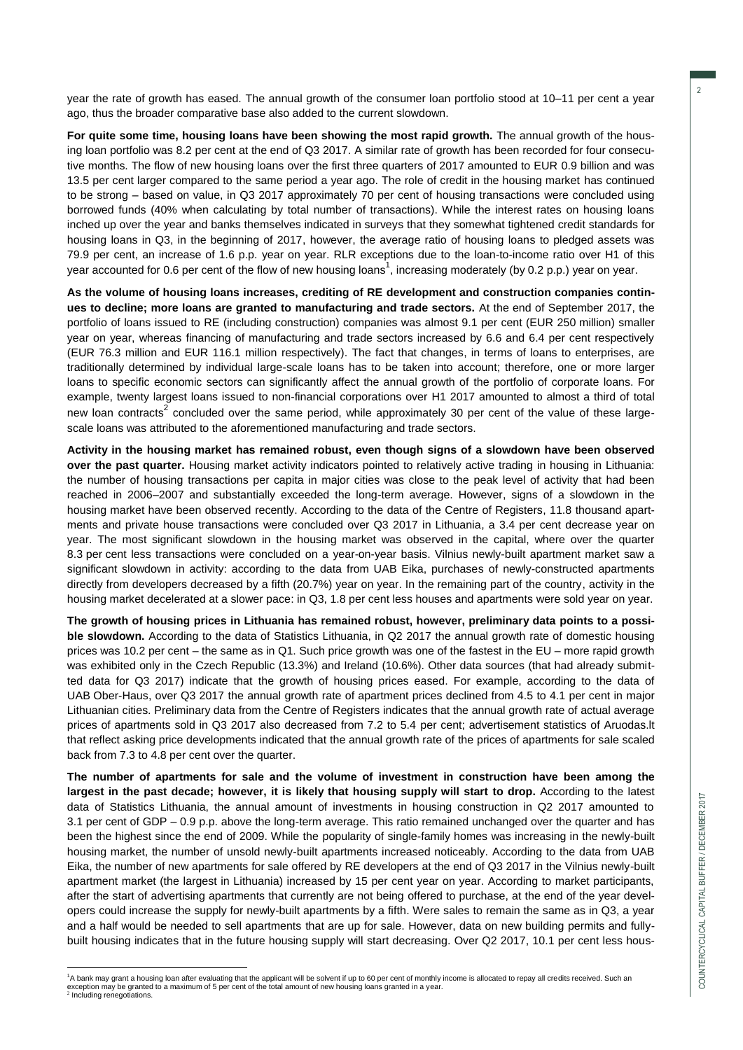year the rate of growth has eased. The annual growth of the consumer loan portfolio stood at 10–11 per cent a year ago, thus the broader comparative base also added to the current slowdown.

**For quite some time, housing loans have been showing the most rapid growth.** The annual growth of the housing loan portfolio was 8.2 per cent at the end of Q3 2017. A similar rate of growth has been recorded for four consecutive months. The flow of new housing loans over the first three quarters of 2017 amounted to EUR 0.9 billion and was 13.5 per cent larger compared to the same period a year ago. The role of credit in the housing market has continued to be strong – based on value, in Q3 2017 approximately 70 per cent of housing transactions were concluded using borrowed funds (40% when calculating by total number of transactions). While the interest rates on housing loans inched up over the year and banks themselves indicated in surveys that they somewhat tightened credit standards for housing loans in Q3, in the beginning of 2017, however, the average ratio of housing loans to pledged assets was 79.9 per cent, an increase of 1.6 p.p. year on year. RLR exceptions due to the loan-to-income ratio over H1 of this year accounted for 0.6 per cent of the flow of new housing loans[1], increasing moderately (by 0.2 p.p.) year on year.

**As the volume of housing loans increases, crediting of RE development and construction companies continues to decline; more loans are granted to manufacturing and trade sectors.** At the end of September 2017, the portfolio of loans issued to RE (including construction) companies was almost 9.1 per cent (EUR 250 million) smaller year on year, whereas financing of manufacturing and trade sectors increased by 6.6 and 6.4 per cent respectively (EUR 76.3 million and EUR 116.1 million respectively). The fact that changes, in terms of loans to enterprises, are traditionally determined by individual large-scale loans has to be taken into account; therefore, one or more larger loans to specific economic sectors can significantly affect the annual growth of the portfolio of corporate loans. For example, twenty largest loans issued to non-financial corporations over H1 2017 amounted to almost a third of total new loan contracts[2] concluded over the same period, while approximately 30 per cent of the value of these large-scale loans was attributed to the aforementioned manufacturing and trade sectors.

**Activity in the housing market has remained robust, even though signs of a slowdown have been observed over the past quarter.** Housing market activity indicators pointed to relatively active trading in housing in Lithuania: the number of housing transactions per capita in major cities was close to the peak level of activity that had been reached in 2006–2007 and substantially exceeded the long-term average. However, signs of a slowdown in the housing market have been observed recently. According to the data of the Centre of Registers, 11.8 thousand apartments and private house transactions were concluded over Q3 2017 in Lithuania, a 3.4 per cent decrease year on year. The most significant slowdown in the housing market was observed in the capital, where over the quarter 8.3 per cent less transactions were concluded on a year-on-year basis. Vilnius newly-built apartment market saw a significant slowdown in activity: according to the data from UAB Eika, purchases of newly-constructed apartments directly from developers decreased by a fifth (20.7%) year on year. In the remaining part of the country, activity in the housing market decelerated at a slower pace: in Q3, 1.8 per cent less houses and apartments were sold year on year.

**The growth of housing prices in Lithuania has remained robust, however, preliminary data points to a possible slowdown.** According to the data of Statistics Lithuania, in Q2 2017 the annual growth rate of domestic housing prices was 10.2 per cent – the same as in Q1. Such price growth was one of the fastest in the EU – more rapid growth was exhibited only in the Czech Republic (13.3%) and Ireland (10.6%). Other data sources (that had already submitted data for Q3 2017) indicate that the growth of housing prices eased. For example, according to the data of UAB Ober-Haus, over Q3 2017 the annual growth rate of apartment prices declined from 4.5 to 4.1 per cent in major Lithuanian cities. Preliminary data from the Centre of Registers indicates that the annual growth rate of actual average prices of apartments sold in Q3 2017 also decreased from 7.2 to 5.4 per cent; advertisement statistics of Aruodas.lt that reflect asking price developments indicated that the annual growth rate of the prices of apartments for sale scaled back from 7.3 to 4.8 per cent over the quarter.

**The number of apartments for sale and the volume of investment in construction have been among the largest in the past decade; however, it is likely that housing supply will start to drop.** According to the latest data of Statistics Lithuania, the annual amount of investments in housing construction in Q2 2017 amounted to 3.1 per cent of GDP – 0.9 p.p. above the long-term average. This ratio remained unchanged over the quarter and has been the highest since the end of 2009. While the popularity of single-family homes was increasing in the newly-built housing market, the number of unsold newly-built apartments increased noticeably. According to the data from UAB Eika, the number of new apartments for sale offered by RE developers at the end of Q3 2017 in the Vilnius newly-built apartment market (the largest in Lithuania) increased by 15 per cent year on year. According to market participants, after the start of advertising apartments that currently are not being offered to purchase, at the end of the year developers could increase the supply for newly-built apartments by a fifth. Were sales to remain the same as in Q3, a year and a half would be needed to sell apartments that are up for sale. However, data on new building permits and fully-built housing indicates that in the future housing supply will start decreasing. Over Q2 2017, 10.1 per cent less hous-

---

[1] A bank may grant a housing loan after evaluating that the applicant will be solvent if up to 60 per cent of monthly income is allocated to repay all credits received. Such an exception may be granted to a maximum of 5 per cent of the total amount of new housing loans granted in a year.

[2] Including renegotiations.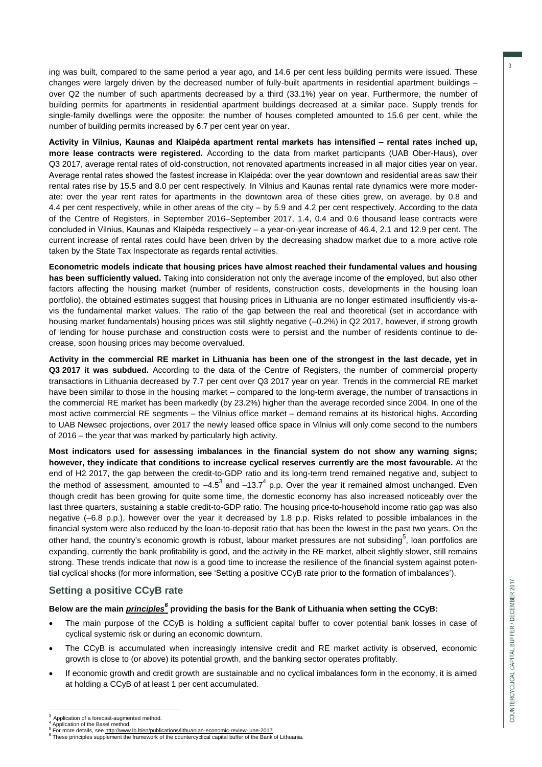ing was built, compared to the same period a year ago, and 14.6 per cent less building permits were issued. These changes were largely driven by the decreased number of fully-built apartments in residential apartment buildings – over Q2 the number of such apartments decreased by a third (33.1%) year on year. Furthermore, the number of building permits for apartments in residential apartment buildings decreased at a similar pace. Supply trends for single-family dwellings were the opposite: the number of houses completed amounted to 15.6 per cent, while the number of building permits increased by 6.7 per cent year on year.

**Activity in Vilnius, Kaunas and Klaipėda apartment rental markets has intensified – rental rates inched up, more lease contracts were registered.** According to the data from market participants (UAB Ober-Haus), over Q3 2017, average rental rates of old-construction, not renovated apartments increased in all major cities year on year. Average rental rates showed the fastest increase in Klaipėda: over the year downtown and residential areas saw their rental rates rise by 15.5 and 8.0 per cent respectively. In Vilnius and Kaunas rental rate dynamics were more moderate: over the year rent rates for apartments in the downtown area of these cities grew, on average, by 0.8 and 4.4 per cent respectively, while in other areas of the city – by 5.9 and 4.2 per cent respectively. According to the data of the Centre of Registers, in September 2016–September 2017, 1.4, 0.4 and 0.6 thousand lease contracts were concluded in Vilnius, Kaunas and Klaipėda respectively – a year-on-year increase of 46.4, 2.1 and 12.9 per cent. The current increase of rental rates could have been driven by the decreasing shadow market due to a more active role taken by the State Tax Inspectorate as regards rental activities.

**Econometric models indicate that housing prices have almost reached their fundamental values and housing has been sufficiently valued.** Taking into consideration not only the average income of the employed, but also other factors affecting the housing market (number of residents, construction costs, developments in the housing loan portfolio), the obtained estimates suggest that housing prices in Lithuania are no longer estimated insufficiently vis-a-vis the fundamental market values. The ratio of the gap between the real and theoretical (set in accordance with housing market fundamentals) housing prices was still slightly negative (–0.2%) in Q2 2017, however, if strong growth of lending for house purchase and construction costs were to persist and the number of residents continue to decrease, soon housing prices may become overvalued.

**Activity in the commercial RE market in Lithuania has been one of the strongest in the last decade, yet in Q3 2017 it was subdued.** According to the data of the Centre of Registers, the number of commercial property transactions in Lithuania decreased by 7.7 per cent over Q3 2017 year on year. Trends in the commercial RE market have been similar to those in the housing market – compared to the long-term average, the number of transactions in the commercial RE market has been markedly (by 23.2%) higher than the average recorded since 2004. In one of the most active commercial RE segments – the Vilnius office market – demand remains at its historical highs. According to UAB Newsec projections, over 2017 the newly leased office space in Vilnius will only come second to the numbers of 2016 – the year that was marked by particularly high activity.

**Most indicators used for assessing imbalances in the financial system do not show any warning signs; however, they indicate that conditions to increase cyclical reserves currently are the most favourable.** At the end of H2 2017, the gap between the credit-to-GDP ratio and its long-term trend remained negative and, subject to the method of assessment, amounted to –4.5[3] and –13.7[4] p.p. Over the year it remained almost unchanged. Even though credit has been growing for quite some time, the domestic economy has also increased noticeably over the last three quarters, sustaining a stable credit-to-GDP ratio. The housing price-to-household income ratio gap was also negative (–6.8 p.p.), however over the year it decreased by 1.8 p.p. Risks related to possible imbalances in the financial system were also reduced by the loan-to-deposit ratio that has been the lowest in the past two years. On the other hand, the country's economic growth is robust, labour market pressures are not subsiding[5], loan portfolios are expanding, currently the bank profitability is good, and the activity in the RE market, albeit slightly slower, still remains strong. These trends indicate that now is a good time to increase the resilience of the financial system against potential cyclical shocks (for more information, see 'Setting a positive CCyB rate prior to the formation of imbalances').

## Setting a positive CCyB rate

**Below are the main *principles*[6] providing the basis for the Bank of Lithuania when setting the CCyB:**

- The main purpose of the CCyB is holding a sufficient capital buffer to cover potential bank losses in case of cyclical systemic risk or during an economic downturn.
- The CCyB is accumulated when increasingly intensive credit and RE market activity is observed, economic growth is close to (or above) its potential growth, and the banking sector operates profitably.
- If economic growth and credit growth are sustainable and no cyclical imbalances form in the economy, it is aimed at holding a CCyB of at least 1 per cent accumulated.

---

[3] Application of a forecast-augmented method.
[4] Application of the Basel method.
[5] For more details, see http://www.lb.lt/en/publications/lithuanian-economic-review-june-2017
[6] These principles supplement the framework of the countercyclical capital buffer of the Bank of Lithuania.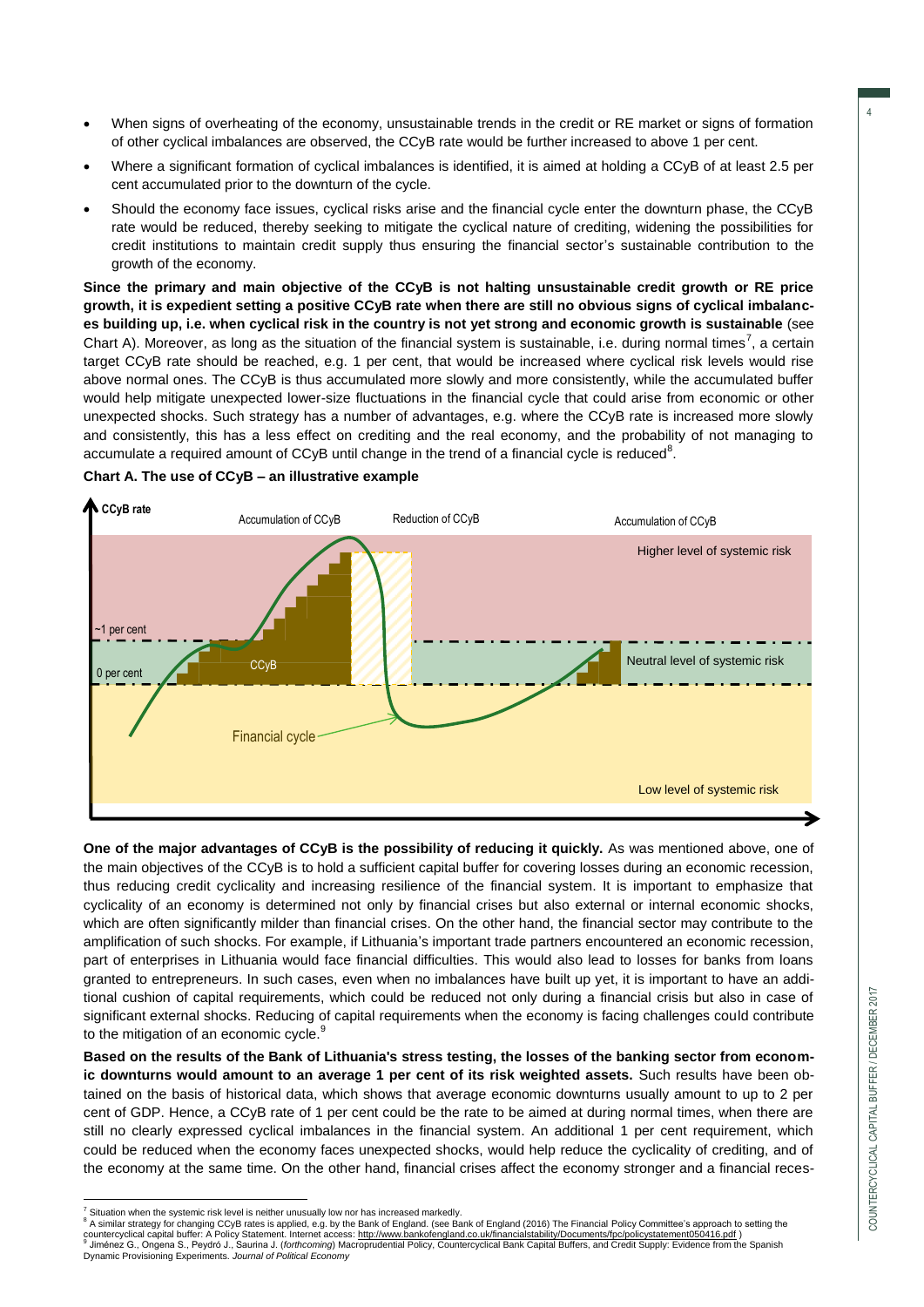- When signs of overheating of the economy, unsustainable trends in the credit or RE market or signs of formation of other cyclical imbalances are observed, the CCyB rate would be further increased to above 1 per cent.
- Where a significant formation of cyclical imbalances is identified, it is aimed at holding a CCyB of at least 2.5 per cent accumulated prior to the downturn of the cycle.
- Should the economy face issues, cyclical risks arise and the financial cycle enter the downturn phase, the CCyB rate would be reduced, thereby seeking to mitigate the cyclical nature of crediting, widening the possibilities for credit institutions to maintain credit supply thus ensuring the financial sector's sustainable contribution to the growth of the economy.

**Since the primary and main objective of the CCyB is not halting unsustainable credit growth or RE price growth, it is expedient setting a positive CCyB rate when there are still no obvious signs of cyclical imbalances building up, i.e. when cyclical risk in the country is not yet strong and economic growth is sustainable** (see Chart A). Moreover, as long as the situation of the financial system is sustainable, i.e. during normal times[7], a certain target CCyB rate should be reached, e.g. 1 per cent, that would be increased where cyclical risk levels would rise above normal ones. The CCyB is thus accumulated more slowly and more consistently, while the accumulated buffer would help mitigate unexpected lower-size fluctuations in the financial cycle that could arise from economic or other unexpected shocks. Such strategy has a number of advantages, e.g. where the CCyB rate is increased more slowly and consistently, this has a less effect on crediting and the real economy, and the probability of not managing to accumulate a required amount of CCyB until change in the trend of a financial cycle is reduced[8].

**Chart A. The use of CCyB – an illustrative example**

**One of the major advantages of CCyB is the possibility of reducing it quickly.** As was mentioned above, one of the main objectives of the CCyB is to hold a sufficient capital buffer for covering losses during an economic recession, thus reducing credit cyclicality and increasing resilience of the financial system. It is important to emphasize that cyclicality of an economy is determined not only by financial crises but also external or internal economic shocks, which are often significantly milder than financial crises. On the other hand, the financial sector may contribute to the amplification of such shocks. For example, if Lithuania's important trade partners encountered an economic recession, part of enterprises in Lithuania would face financial difficulties. This would also lead to losses for banks from loans granted to entrepreneurs. In such cases, even when no imbalances have built up yet, it is important to have an additional cushion of capital requirements, which could be reduced not only during a financial crisis but also in case of significant external shocks. Reducing of capital requirements when the economy is facing challenges could contribute to the mitigation of an economic cycle.[9]

**Based on the results of the Bank of Lithuania's stress testing, the losses of the banking sector from economic downturns would amount to an average 1 per cent of its risk weighted assets.** Such results have been obtained on the basis of historical data, which shows that average economic downturns usually amount to up to 2 per cent of GDP. Hence, a CCyB rate of 1 per cent could be the rate to be aimed at during normal times, when there are still no clearly expressed cyclical imbalances in the financial system. An additional 1 per cent requirement, which could be reduced when the economy faces unexpected shocks, would help reduce the cyclicality of crediting, and of the economy at the same time. On the other hand, financial crises affect the economy stronger and a financial reces-

---

[7] Situation when the systemic risk level is neither unusually low nor has increased markedly.

[8] A similar strategy for changing CCyB rates is applied, e.g. by the Bank of England. (see Bank of England (2016) The Financial Policy Committee's approach to setting the countercyclical capital buffer: A Policy Statement. Internet access: http://www.bankofengland.co.uk/financialstability/Documents/fpc/policystatement050416.pdf )

[9] Jiménez G., Ongena S., Peydró J., Saurina J. (*forthcoming*) Macroprudential Policy, Countercyclical Bank Capital Buffers, and Credit Supply: Evidence from the Spanish Dynamic Provisioning Experiments. *Journal of Political Economy*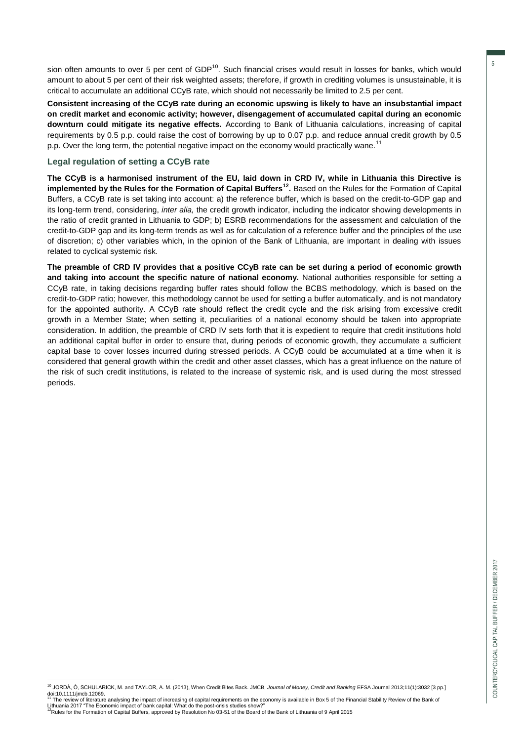sion often amounts to over 5 per cent of GDP[10]. Such financial crises would result in losses for banks, which would amount to about 5 per cent of their risk weighted assets; therefore, if growth in crediting volumes is unsustainable, it is critical to accumulate an additional CCyB rate, which should not necessarily be limited to 2.5 per cent.

**Consistent increasing of the CCyB rate during an economic upswing is likely to have an insubstantial impact on credit market and economic activity; however, disengagement of accumulated capital during an economic downturn could mitigate its negative effects.** According to Bank of Lithuania calculations, increasing of capital requirements by 0.5 p.p. could raise the cost of borrowing by up to 0.07 p.p. and reduce annual credit growth by 0.5 p.p. Over the long term, the potential negative impact on the economy would practically wane.[11]

### Legal regulation of setting a CCyB rate

**The CCyB is a harmonised instrument of the EU, laid down in CRD IV, while in Lithuania this Directive is implemented by the Rules for the Formation of Capital Buffers[12].** Based on the Rules for the Formation of Capital Buffers, a CCyB rate is set taking into account: a) the reference buffer, which is based on the credit-to-GDP gap and its long-term trend, considering, *inter alia,* the credit growth indicator, including the indicator showing developments in the ratio of credit granted in Lithuania to GDP; b) ESRB recommendations for the assessment and calculation of the credit-to-GDP gap and its long-term trends as well as for calculation of a reference buffer and the principles of the use of discretion; c) other variables which, in the opinion of the Bank of Lithuania, are important in dealing with issues related to cyclical systemic risk.

**The preamble of CRD IV provides that a positive CCyB rate can be set during a period of economic growth and taking into account the specific nature of national economy.** National authorities responsible for setting a CCyB rate, in taking decisions regarding buffer rates should follow the BCBS methodology, which is based on the credit-to-GDP ratio; however, this methodology cannot be used for setting a buffer automatically, and is not mandatory for the appointed authority. A CCyB rate should reflect the credit cycle and the risk arising from excessive credit growth in a Member State; when setting it, peculiarities of a national economy should be taken into appropriate consideration. In addition, the preamble of CRD IV sets forth that it is expedient to require that credit institutions hold an additional capital buffer in order to ensure that, during periods of economic growth, they accumulate a sufficient capital base to cover losses incurred during stressed periods. A CCyB could be accumulated at a time when it is considered that general growth within the credit and other asset classes, which has a great influence on the nature of the risk of such credit institutions, is related to the increase of systemic risk, and is used during the most stressed periods.

---

[10] JORDÀ, Ò, SCHULARICK, M. and TAYLOR, A. M. (2013), When Credit Bites Back. JMCB, *Journal of Money, Credit and Banking* EFSA Journal 2013;11(1):3032 [3 pp.] doi:10.1111/jmcb.12069.

[11] The review of literature analysing the impact of increasing of capital requirements on the economy is available in Box 5 of the Financial Stability Review of the Bank of Lithuania 2017 "The Economic impact of bank capital: What do the post-crisis studies show?"

[12] Rules for the Formation of Capital Buffers, approved by Resolution No 03-51 of the Board of the Bank of Lithuania of 9 April 2015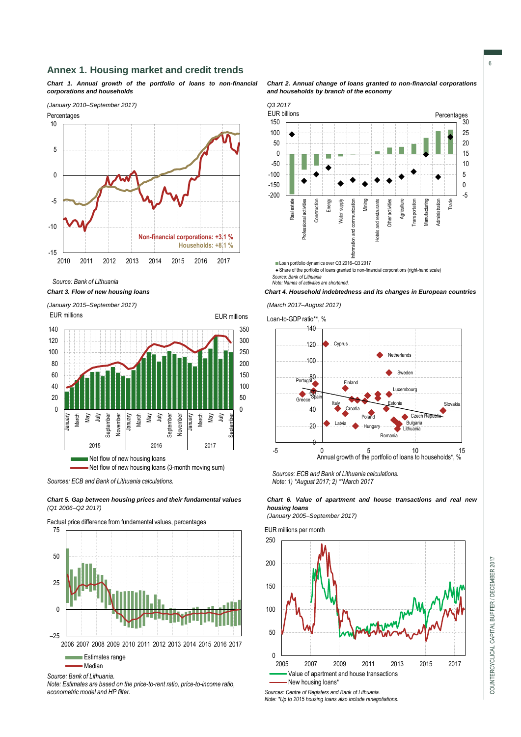## Annex 1. Housing market and credit trends

***Chart 1. Annual growth of the portfolio of loans to non-financial corporations and households***

*(January 2010–September 2017)*

Percentages

Non-financial corporations: +3.1 %
Households: +8.1 %

*Source: Bank of Lithuania*

***Chart 2. Annual change of loans granted to non-financial corporations and households by branch of the economy***

*Q3 2017*

EUR billions / Percentages

Real estate, Professional activities, Construction, Energy, Water supply, Information and communication, Mining, Hotels and restaurants, Other activities, Agriculture, Transportation, Manufacturing, Administration, Trade

Loan portfolio dynamics over Q3 2016–Q3 2017
Share of the portfolio of loans granted to non-financial corporations (right-hand scale)

*Source: Bank of Lithuania*
*Note: Names of activities are shortened.*

***Chart 3. Flow of new housing loans***

*(January 2015–September 2017)*

EUR millions / EUR millions

Net flow of new housing loans
Net flow of new housing loans (3-month moving sum)

*Sources: ECB and Bank of Lithuania calculations.*

***Chart 4. Household indebtedness and its changes in European countries***

*(March 2017–August 2017)*

Loan-to-GDP ratio**, %

Annual growth of the portfolio of loans to households*, %

*Sources: ECB and Bank of Lithuania calculations.*
*Note: 1) *August 2017; 2) **March 2017*

***Chart 5. Gap between housing prices and their fundamental values*** *(Q1 2006–Q2 2017)*

Factual price difference from fundamental values, percentages

Estimates range
Median

*Source: Bank of Lithuania.*
*Note: Estimates are based on the price-to-rent ratio, price-to-income ratio, econometric model and HP filter.*

***Chart 6. Value of apartment and house transactions and real new housing loans***
*(January 2005–September 2017)*

EUR millions per month

Value of apartment and house transactions
New housing loans*

*Sources: Centre of Registers and Bank of Lithuania.*
*Note: *Up to 2015 housing loans also include renegotiations.*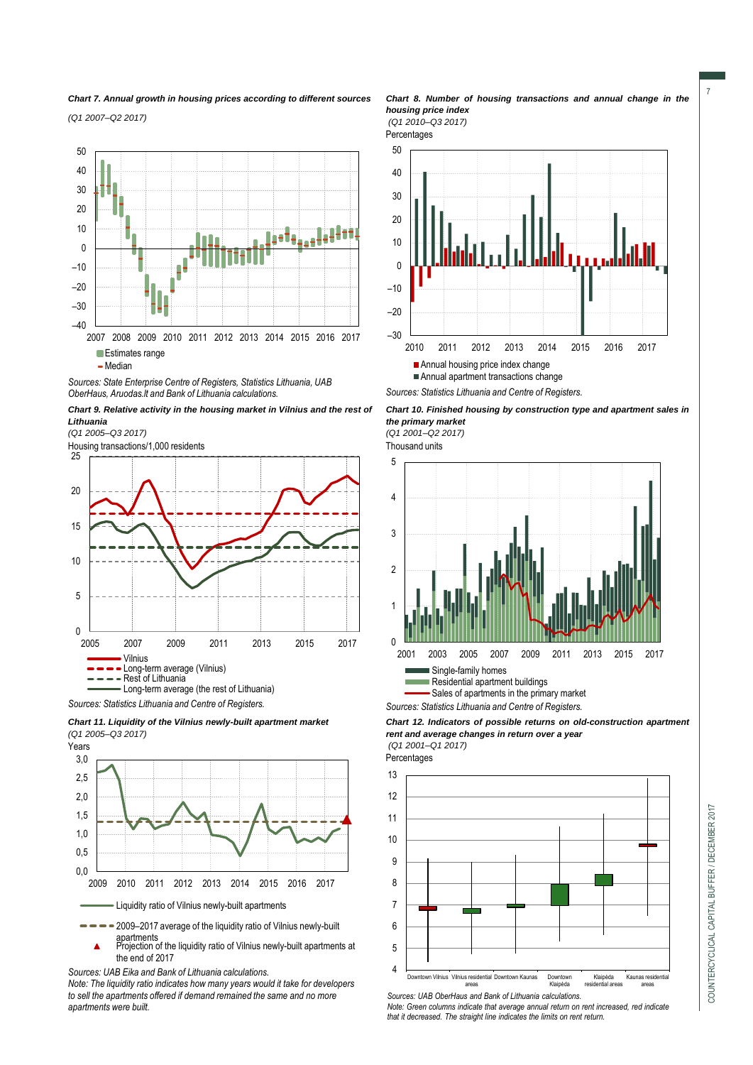***Chart 7. Annual growth in housing prices according to different sources***

*(Q1 2007–Q2 2017)*

- Estimates range
- Median

*Sources: State Enterprise Centre of Registers, Statistics Lithuania, UAB OberHaus, Aruodas.lt and Bank of Lithuania calculations.*

***Chart 8. Number of housing transactions and annual change in the housing price index***

*(Q1 2010–Q3 2017)*

Percentages

- Annual housing price index change
- Annual apartment transactions change

*Sources: Statistics Lithuania and Centre of Registers.*

***Chart 9. Relative activity in the housing market in Vilnius and the rest of Lithuania***

*(Q1 2005–Q3 2017)*

Housing transactions/1,000 residents

- Vilnius
- Long-term average (Vilnius)
- Rest of Lithuania
- Long-term average (the rest of Lithuania)

*Sources: Statistics Lithuania and Centre of Registers.*

***Chart 10. Finished housing by construction type and apartment sales in the primary market***

*(Q1 2001–Q2 2017)*

Thousand units

- Single-family homes
- Residential apartment buildings
- Sales of apartments in the primary market

*Sources: Statistics Lithuania and Centre of Registers.*

***Chart 11. Liquidity of the Vilnius newly-built apartment market***

*(Q1 2005–Q3 2017)*

Years

- Liquidity ratio of Vilnius newly-built apartments
- 2009–2017 average of the liquidity ratio of Vilnius newly-built apartments
- Projection of the liquidity ratio of Vilnius newly-built apartments at the end of 2017

*Sources: UAB Eika and Bank of Lithuania calculations.*

*Note: The liquidity ratio indicates how many years would it take for developers to sell the apartments offered if demand remained the same and no more apartments were built.*

***Chart 12. Indicators of possible returns on old-construction apartment rent and average changes in return over a year***

*(Q1 2001–Q1 2017)*

Percentages

*Sources: UAB OberHaus and Bank of Lithuania calculations.*

*Note: Green columns indicate that average annual return on rent increased, red indicate that it decreased. The straight line indicates the limits on rent return.*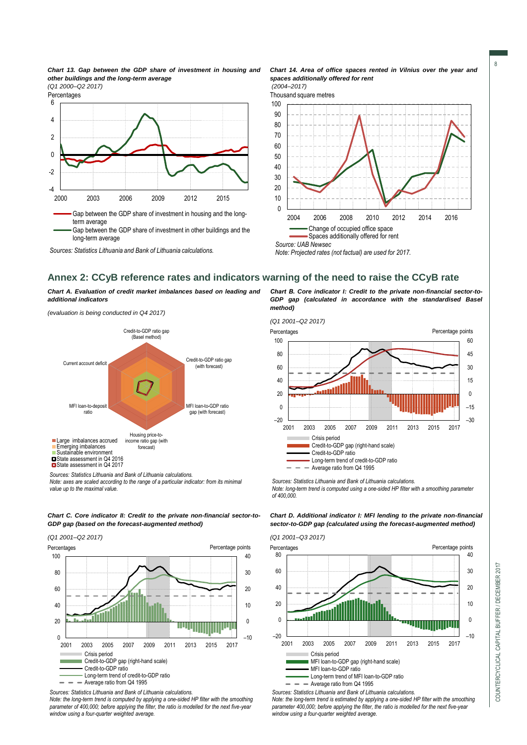***Chart 13. Gap between the GDP share of investment in housing and other buildings and the long-term average***

*(Q1 2000–Q2 2017)*

Percentages

- Gap between the GDP share of investment in housing and the long-term average
- Gap between the GDP share of investment in other buildings and the long-term average

*Sources: Statistics Lithuania and Bank of Lithuania calculations.*

***Chart 14. Area of office spaces rented in Vilnius over the year and spaces additionally offered for rent***

*(2004–2017)*

Thousand square metres

- Change of occupied office space
- Spaces additionally offered for rent

*Source: UAB Newsec*

*Note: Projected rates (not factual) are used for 2017.*

## Annex 2: CCyB reference rates and indicators warning of the need to raise the CCyB rate

***Chart A. Evaluation of credit market imbalances based on leading and additional indicators***

*(evaluation is being conducted in Q4 2017)*

Credit-to-GDP ratio gap (Basel method); Credit-to-GDP ratio gap (with forecast); MFI loan-to-GDP ratio gap (with forecast); Housing price-to-income ratio gap (with forecast); MFI loan-to-deposit ratio; Current account deficit

- Large imbalances accrued
- Emerging imbalances
- Sustainable environment
- State assessment in Q4 2016
- State assessment in Q4 2017

*Sources: Statistics Lithuania and Bank of Lithuania calculations.*

*Note: axes are scaled according to the range of a particular indicator: from its minimal value up to the maximal value.*

***Chart B. Core indicator I: Credit to the private non-financial sector-to-GDP gap (calculated in accordance with the standardised Basel method)***

*(Q1 2001–Q2 2017)*

Percentages / Percentage points

- Crisis period
- Credit-to-GDP gap (right-hand scale)
- Credit-to-GDP ratio
- Long-term trend of credit-to-GDP ratio
- Average ratio from Q4 1995

*Sources: Statistics Lithuania and Bank of Lithuania calculations.*

*Note: long-term trend is computed using a one-sided HP filter with a smoothing parameter of 400,000.*

***Chart C. Core indicator II: Credit to the private non-financial sector-to-GDP gap (based on the forecast-augmented method)***

*(Q1 2001–Q2 2017)*

Percentages / Percentage points

- Crisis period
- Credit-to-GDP gap (right-hand scale)
- Credit-to-GDP ratio
- Long-term trend of credit-to-GDP ratio
- Average ratio from Q4 1995

*Sources: Statistics Lithuania and Bank of Lithuania calculations.*

*Note: the long-term trend is computed by applying a one-sided HP filter with the smoothing parameter of 400,000; before applying the filter, the ratio is modelled for the next five-year window using a four-quarter weighted average.*

***Chart D. Additional indicator I: MFI lending to the private non-financial sector-to-GDP gap (calculated using the forecast-augmented method)***

*(Q1 2001–Q3 2017)*

Percentages / Percentage points

- Crisis period
- MFI loan-to-GDP gap (right-hand scale)
- MFI loan-to-GDP ratio
- Long-term trend of MFI loan-to-GDP ratio
- Average ratio from Q4 1995

*Sources: Statistics Lithuania and Bank of Lithuania calculations.*

*Note: the long-term trend is estimated by applying a one-sided HP filter with the smoothing parameter 400,000; before applying the filter, the ratio is modelled for the next five-year window using a four-quarter weighted average.*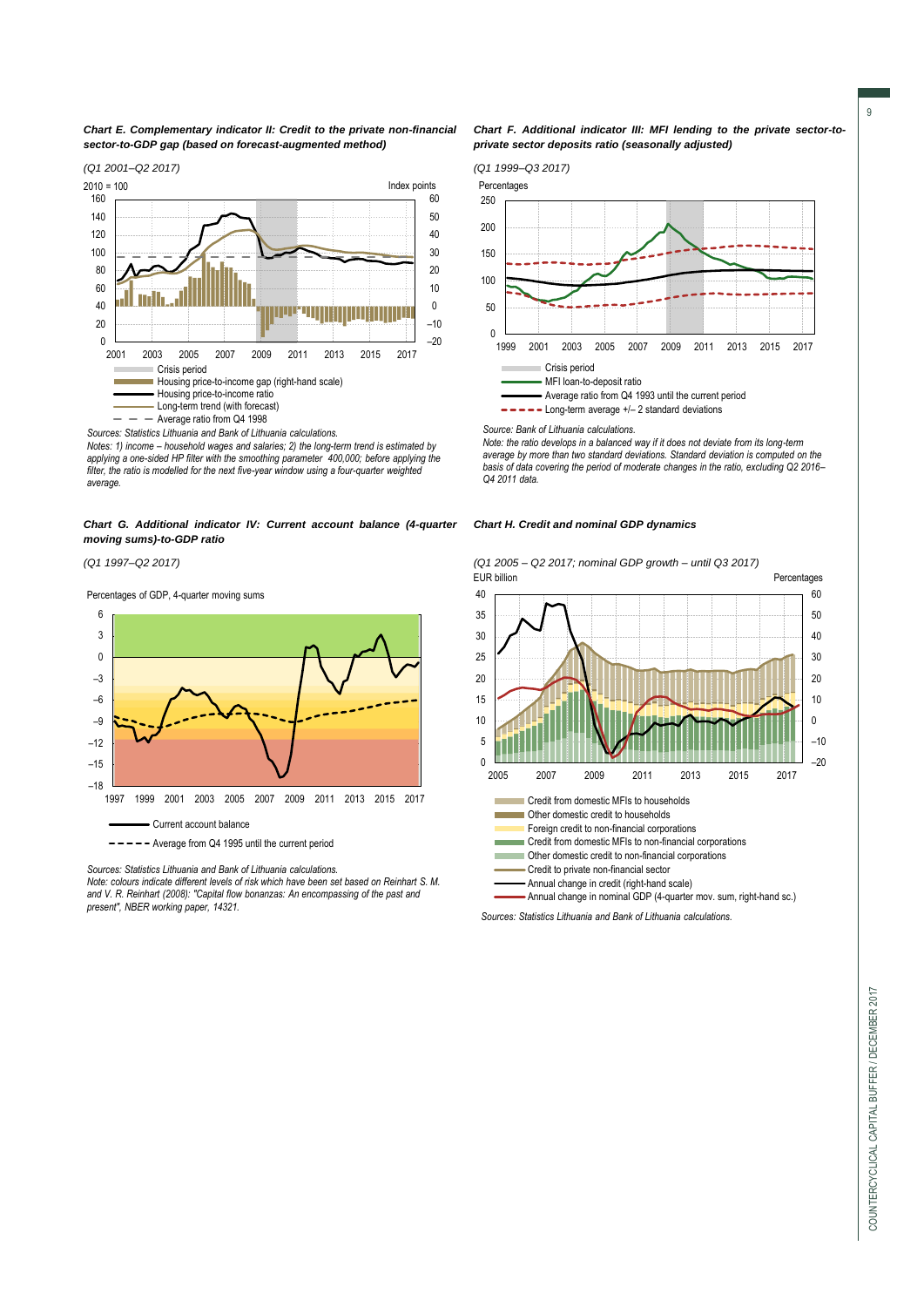**Chart E. Complementary indicator II: Credit to the private non-financial sector-to-GDP gap (based on forecast-augmented method)**

*(Q1 2001–Q2 2017)*

2010 = 100

Index points

160
140
120
100
80
60
40
20
0

60
50
40
30
20
10
0
–10
–20

2001 2003 2005 2007 2009 2011 2013 2015 2017

Crisis period
Housing price-to-income gap (right-hand scale)
Housing price-to-income ratio
Long-term trend (with forecast)
Average ratio from Q4 1998

*Sources: Statistics Lithuania and Bank of Lithuania calculations.*

*Notes: 1) income – household wages and salaries; 2) the long-term trend is estimated by applying a one-sided HP filter with the smoothing parameter 400,000; before applying the filter, the ratio is modelled for the next five-year window using a four-quarter weighted average.*

**Chart F. Additional indicator III: MFI lending to the private sector-to-private sector deposits ratio (seasonally adjusted)**

*(Q1 1999–Q3 2017)*

Percentages

250
200
150
100
50
0

1999 2001 2003 2005 2007 2009 2011 2013 2015 2017

Crisis period
MFI loan-to-deposit ratio
Average ratio from Q4 1993 until the current period
Long-term average +/– 2 standard deviations

*Source: Bank of Lithuania calculations.*

*Note: the ratio develops in a balanced way if it does not deviate from its long-term average by more than two standard deviations. Standard deviation is computed on the basis of data covering the period of moderate changes in the ratio, excluding Q2 2016–Q4 2011 data.*

**Chart G. Additional indicator IV: Current account balance (4-quarter moving sums)-to-GDP ratio**

*(Q1 1997–Q2 2017)*

Percentages of GDP, 4-quarter moving sums

6
3
0
–3
–6
–9
–12
–15
–18

1997 1999 2001 2003 2005 2007 2009 2011 2013 2015 2017

Current account balance
Average from Q4 1995 until the current period

*Sources: Statistics Lithuania and Bank of Lithuania calculations.*

*Note: colours indicate different levels of risk which have been set based on Reinhart S. M. and V. R. Reinhart (2008): "Capital flow bonanzas: An encompassing of the past and present", NBER working paper, 14321.*

**Chart H. Credit and nominal GDP dynamics**

*(Q1 2005 – Q2 2017; nominal GDP growth – until Q3 2017)*

EUR billion

Percentages

40
35
30
25
20
15
10
5
0

60
50
40
30
20
10
0
–10
–20

2005 2007 2009 2011 2013 2015 2017

Credit from domestic MFIs to households
Other domestic credit to households
Foreign credit to non-financial corporations
Credit from domestic MFIs to non-financial corporations
Other domestic credit to non-financial corporations
Credit to private non-financial sector
Annual change in credit (right-hand scale)
Annual change in nominal GDP (4-quarter mov. sum, right-hand sc.)

*Sources: Statistics Lithuania and Bank of Lithuania calculations.*